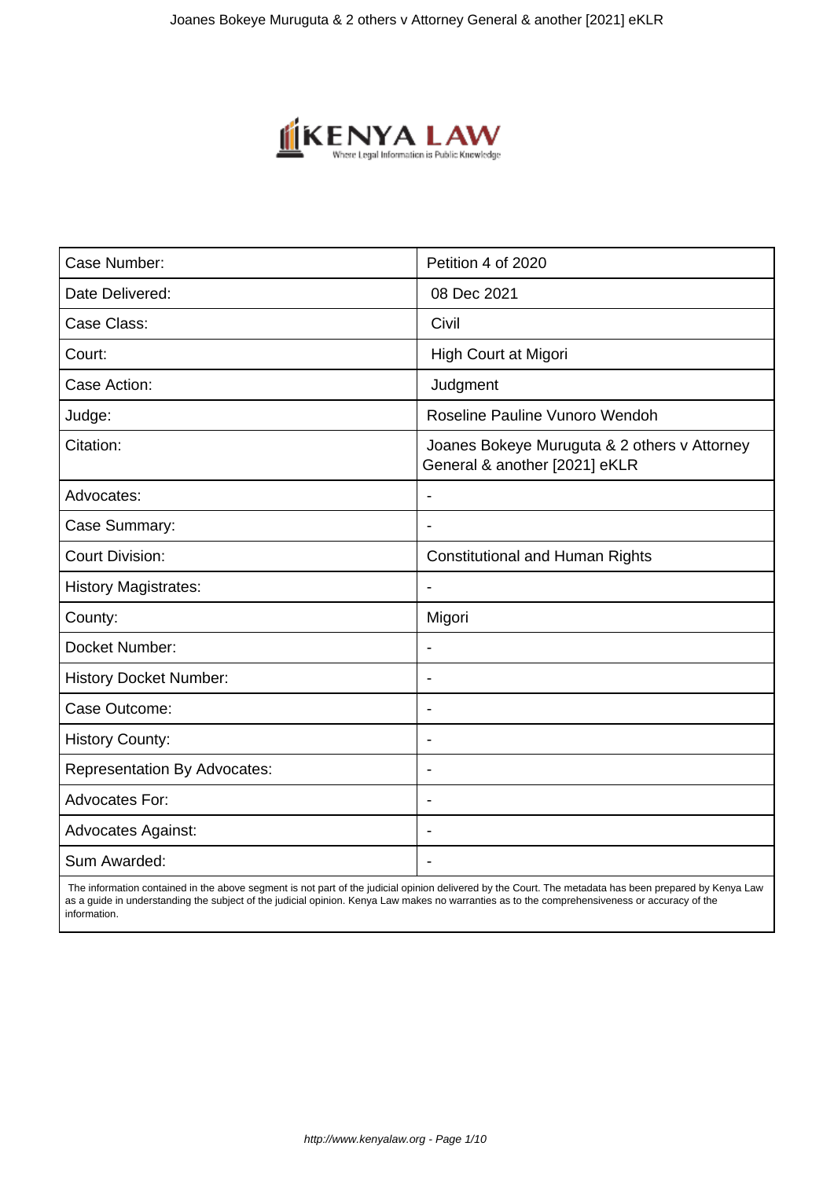| Case Number: | Petition 4 of 2020 |
|---|---|
| Date Delivered: | 08 Dec 2021 |
| Case Class: | Civil |
| Court: | High Court at Migori |
| Case Action: | Judgment |
| Judge: | Roseline Pauline Vunoro Wendoh |
| Citation: | Joanes Bokeye Muruguta & 2 others v Attorney General & another [2021] eKLR |
| Advocates: | - |
| Case Summary: | - |
| Court Division: | Constitutional and Human Rights |
| History Magistrates: | - |
| County: | Migori |
| Docket Number: | - |
| History Docket Number: | - |
| Case Outcome: | - |
| History County: | - |
| Representation By Advocates: | - |
| Advocates For: | - |
| Advocates Against: | - |
| Sum Awarded: | - |

The information contained in the above segment is not part of the judicial opinion delivered by the Court. The metadata has been prepared by Kenya Law as a guide in understanding the subject of the judicial opinion. Kenya Law makes no warranties as to the comprehensiveness or accuracy of the information.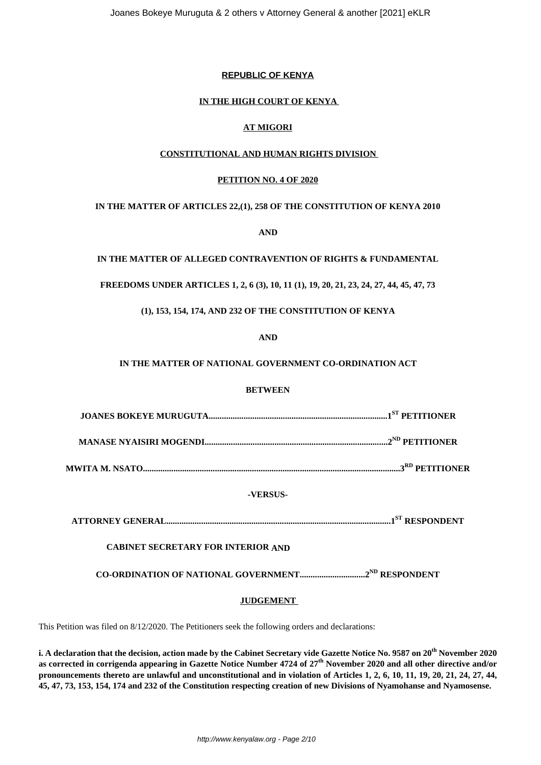**REPUBLIC OF KENYA**

**IN THE HIGH COURT OF KENYA**

**AT MIGORI**

**CONSTITUTIONAL AND HUMAN RIGHTS DIVISION**

**PETITION NO. 4 OF 2020**

**IN THE MATTER OF ARTICLES 22,(1), 258 OF THE CONSTITUTION OF KENYA 2010**

**AND**

**IN THE MATTER OF ALLEGED CONTRAVENTION OF RIGHTS & FUNDAMENTAL FREEDOMS UNDER ARTICLES 1, 2, 6 (3), 10, 11 (1), 19, 20, 21, 23, 24, 27, 44, 45, 47, 73 (1), 153, 154, 174, AND 232 OF THE CONSTITUTION OF KENYA**

**AND**

**IN THE MATTER OF NATIONAL GOVERNMENT CO-ORDINATION ACT**

**BETWEEN**

**JOANES BOKEYE MURUGUTA.................................................................................1ST PETITIONER**

**MANASE NYAISIRI MOGENDI...................................................................................2ND PETITIONER**

**MWITA M. NSATO.....................................................................................................................3RD PETITIONER**

**-VERSUS-**

**ATTORNEY GENERAL......................................................................................................1ST RESPONDENT**

**CABINET SECRETARY FOR INTERIOR AND CO-ORDINATION OF NATIONAL GOVERNMENT..............................2ND RESPONDENT**

**JUDGEMENT**

This Petition was filed on 8/12/2020. The Petitioners seek the following orders and declarations:

**i. A declaration that the decision, action made by the Cabinet Secretary vide Gazette Notice No. 9587 on 20th November 2020 as corrected in corrigenda appearing in Gazette Notice Number 4724 of 27th November 2020 and all other directive and/or pronouncements thereto are unlawful and unconstitutional and in violation of Articles 1, 2, 6, 10, 11, 19, 20, 21, 24, 27, 44, 45, 47, 73, 153, 154, 174 and 232 of the Constitution respecting creation of new Divisions of Nyamohanse and Nyamosense.**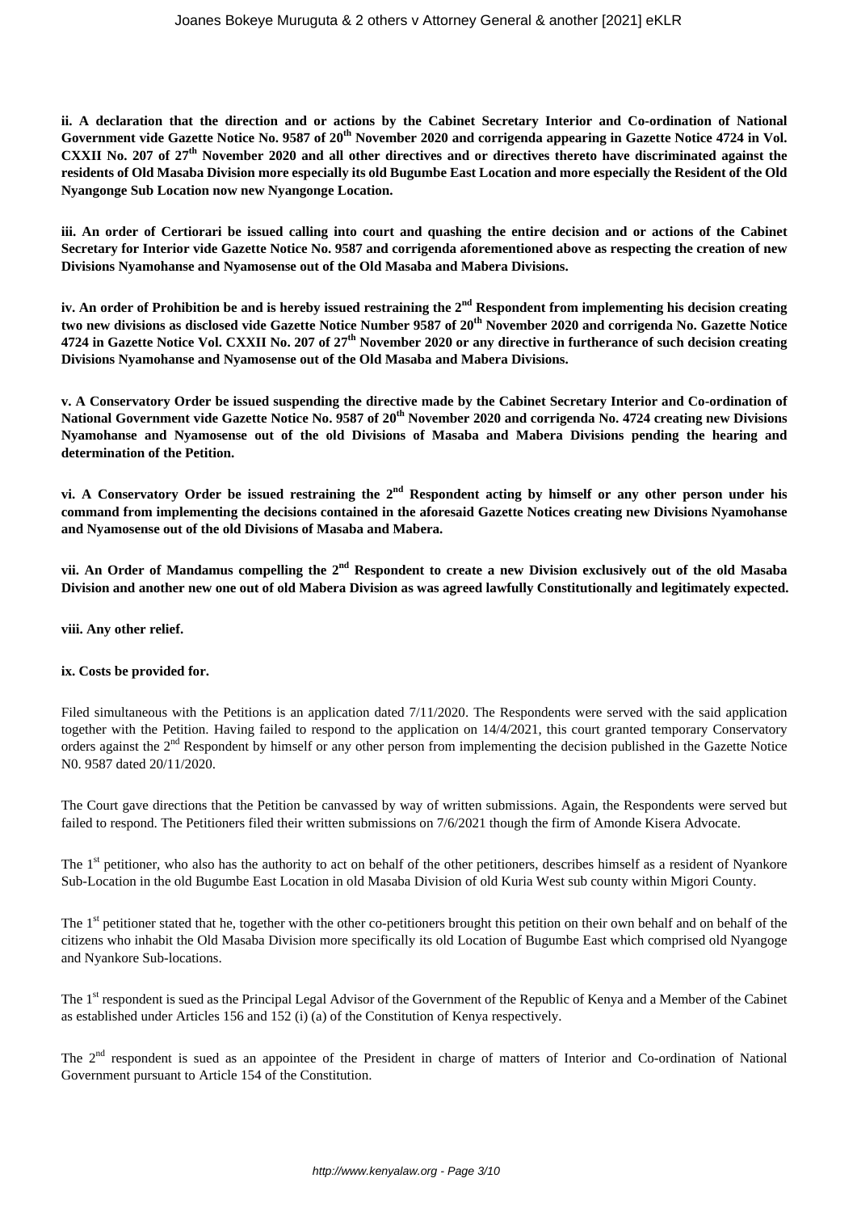**ii. A declaration that the direction and or actions by the Cabinet Secretary Interior and Co-ordination of National Government vide Gazette Notice No. 9587 of 20th November 2020 and corrigenda appearing in Gazette Notice 4724 in Vol. CXXII No. 207 of 27th November 2020 and all other directives and or directives thereto have discriminated against the residents of Old Masaba Division more especially its old Bugumbe East Location and more especially the Resident of the Old Nyangonge Sub Location now new Nyangonge Location.**

**iii. An order of Certiorari be issued calling into court and quashing the entire decision and or actions of the Cabinet Secretary for Interior vide Gazette Notice No. 9587 and corrigenda aforementioned above as respecting the creation of new Divisions Nyamohanse and Nyamosense out of the Old Masaba and Mabera Divisions.**

**iv. An order of Prohibition be and is hereby issued restraining the 2nd Respondent from implementing his decision creating two new divisions as disclosed vide Gazette Notice Number 9587 of 20th November 2020 and corrigenda No. Gazette Notice 4724 in Gazette Notice Vol. CXXII No. 207 of 27th November 2020 or any directive in furtherance of such decision creating Divisions Nyamohanse and Nyamosense out of the Old Masaba and Mabera Divisions.**

**v. A Conservatory Order be issued suspending the directive made by the Cabinet Secretary Interior and Co-ordination of National Government vide Gazette Notice No. 9587 of 20th November 2020 and corrigenda No. 4724 creating new Divisions Nyamohanse and Nyamosense out of the old Divisions of Masaba and Mabera Divisions pending the hearing and determination of the Petition.**

**vi. A Conservatory Order be issued restraining the 2nd Respondent acting by himself or any other person under his command from implementing the decisions contained in the aforesaid Gazette Notices creating new Divisions Nyamohanse and Nyamosense out of the old Divisions of Masaba and Mabera.**

**vii. An Order of Mandamus compelling the 2nd Respondent to create a new Division exclusively out of the old Masaba Division and another new one out of old Mabera Division as was agreed lawfully Constitutionally and legitimately expected.**

**viii. Any other relief.**

**ix. Costs be provided for.**

Filed simultaneous with the Petitions is an application dated 7/11/2020. The Respondents were served with the said application together with the Petition. Having failed to respond to the application on 14/4/2021, this court granted temporary Conservatory orders against the 2nd Respondent by himself or any other person from implementing the decision published in the Gazette Notice N0. 9587 dated 20/11/2020.

The Court gave directions that the Petition be canvassed by way of written submissions. Again, the Respondents were served but failed to respond. The Petitioners filed their written submissions on 7/6/2021 though the firm of Amonde Kisera Advocate.

The 1st petitioner, who also has the authority to act on behalf of the other petitioners, describes himself as a resident of Nyankore Sub-Location in the old Bugumbe East Location in old Masaba Division of old Kuria West sub county within Migori County.

The 1st petitioner stated that he, together with the other co-petitioners brought this petition on their own behalf and on behalf of the citizens who inhabit the Old Masaba Division more specifically its old Location of Bugumbe East which comprised old Nyangoge and Nyankore Sub-locations.

The 1st respondent is sued as the Principal Legal Advisor of the Government of the Republic of Kenya and a Member of the Cabinet as established under Articles 156 and 152 (i) (a) of the Constitution of Kenya respectively.

The 2nd respondent is sued as an appointee of the President in charge of matters of Interior and Co-ordination of National Government pursuant to Article 154 of the Constitution.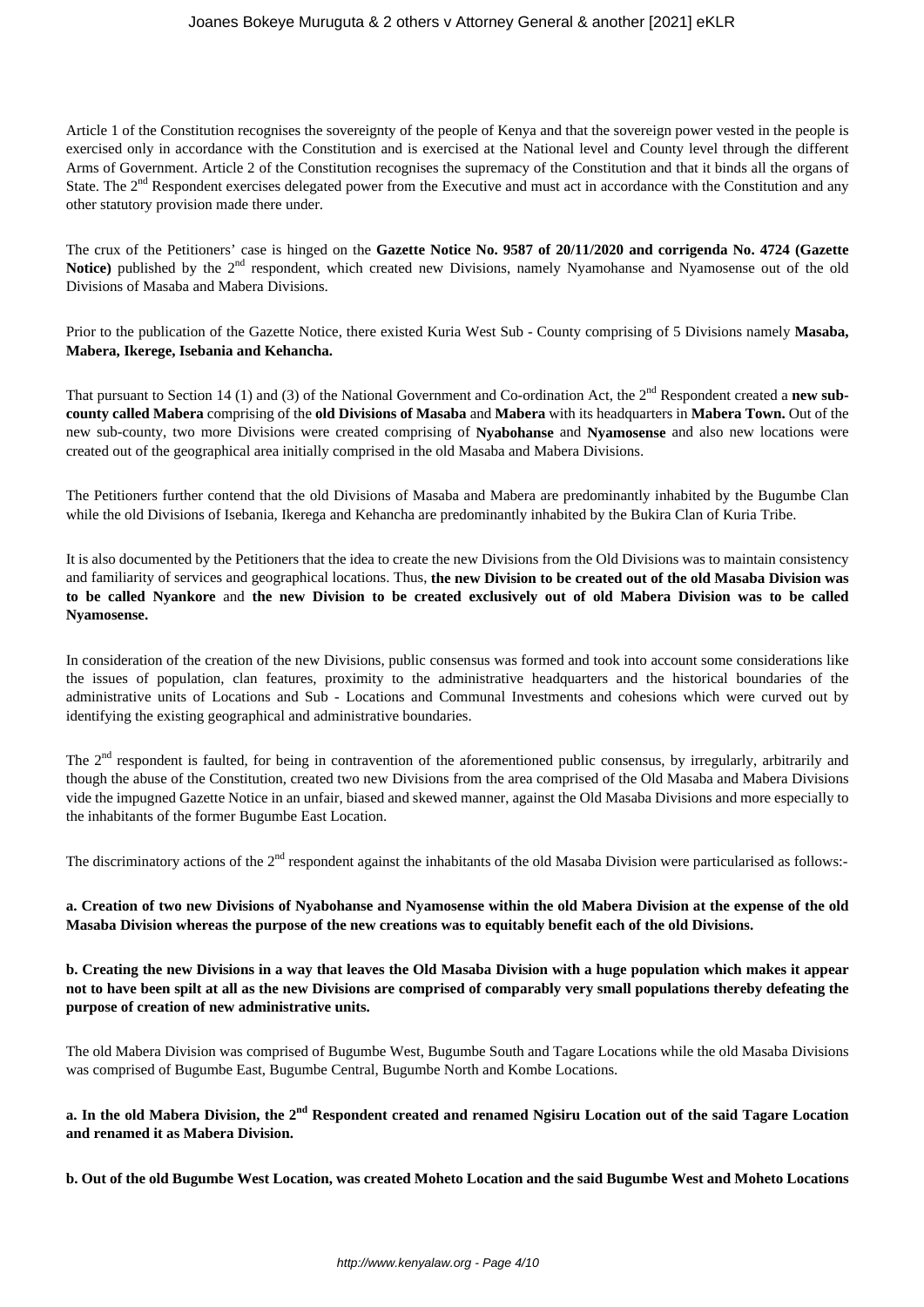Article 1 of the Constitution recognises the sovereignty of the people of Kenya and that the sovereign power vested in the people is exercised only in accordance with the Constitution and is exercised at the National level and County level through the different Arms of Government. Article 2 of the Constitution recognises the supremacy of the Constitution and that it binds all the organs of State. The 2nd Respondent exercises delegated power from the Executive and must act in accordance with the Constitution and any other statutory provision made there under.

The crux of the Petitioners' case is hinged on the **Gazette Notice No. 9587 of 20/11/2020 and corrigenda No. 4724 (Gazette Notice)** published by the 2nd respondent, which created new Divisions, namely Nyamohanse and Nyamosense out of the old Divisions of Masaba and Mabera Divisions.

Prior to the publication of the Gazette Notice, there existed Kuria West Sub - County comprising of 5 Divisions namely **Masaba, Mabera, Ikerege, Isebania and Kehancha.**

That pursuant to Section 14 (1) and (3) of the National Government and Co-ordination Act, the 2nd Respondent created a **new sub-county called Mabera** comprising of the **old Divisions of Masaba** and **Mabera** with its headquarters in **Mabera Town.** Out of the new sub-county, two more Divisions were created comprising of **Nyabohanse** and **Nyamosense** and also new locations were created out of the geographical area initially comprised in the old Masaba and Mabera Divisions.

The Petitioners further contend that the old Divisions of Masaba and Mabera are predominantly inhabited by the Bugumbe Clan while the old Divisions of Isebania, Ikerega and Kehancha are predominantly inhabited by the Bukira Clan of Kuria Tribe.

It is also documented by the Petitioners that the idea to create the new Divisions from the Old Divisions was to maintain consistency and familiarity of services and geographical locations. Thus, **the new Division to be created out of the old Masaba Division was to be called Nyankore** and **the new Division to be created exclusively out of old Mabera Division was to be called Nyamosense.**

In consideration of the creation of the new Divisions, public consensus was formed and took into account some considerations like the issues of population, clan features, proximity to the administrative headquarters and the historical boundaries of the administrative units of Locations and Sub - Locations and Communal Investments and cohesions which were curved out by identifying the existing geographical and administrative boundaries.

The 2nd respondent is faulted, for being in contravention of the aforementioned public consensus, by irregularly, arbitrarily and though the abuse of the Constitution, created two new Divisions from the area comprised of the Old Masaba and Mabera Divisions vide the impugned Gazette Notice in an unfair, biased and skewed manner, against the Old Masaba Divisions and more especially to the inhabitants of the former Bugumbe East Location.

The discriminatory actions of the 2nd respondent against the inhabitants of the old Masaba Division were particularised as follows:-

**a. Creation of two new Divisions of Nyabohanse and Nyamosense within the old Mabera Division at the expense of the old Masaba Division whereas the purpose of the new creations was to equitably benefit each of the old Divisions.**

**b. Creating the new Divisions in a way that leaves the Old Masaba Division with a huge population which makes it appear not to have been spilt at all as the new Divisions are comprised of comparably very small populations thereby defeating the purpose of creation of new administrative units.**

The old Mabera Division was comprised of Bugumbe West, Bugumbe South and Tagare Locations while the old Masaba Divisions was comprised of Bugumbe East, Bugumbe Central, Bugumbe North and Kombe Locations.

**a. In the old Mabera Division, the 2nd Respondent created and renamed Ngisiru Location out of the said Tagare Location and renamed it as Mabera Division.**

**b. Out of the old Bugumbe West Location, was created Moheto Location and the said Bugumbe West and Moheto Locations**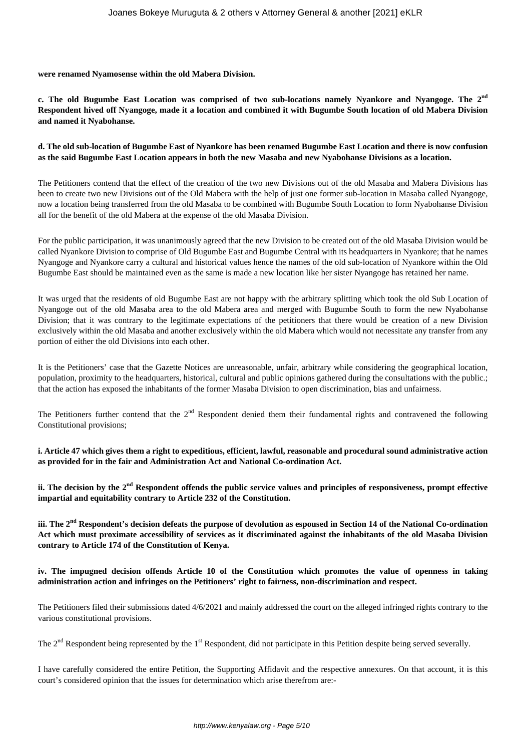**were renamed Nyamosense within the old Mabera Division.**

**c. The old Bugumbe East Location was comprised of two sub-locations namely Nyankore and Nyangoge. The 2nd Respondent hived off Nyangoge, made it a location and combined it with Bugumbe South location of old Mabera Division and named it Nyabohanse.**

**d. The old sub-location of Bugumbe East of Nyankore has been renamed Bugumbe East Location and there is now confusion as the said Bugumbe East Location appears in both the new Masaba and new Nyabohanse Divisions as a location.**

The Petitioners contend that the effect of the creation of the two new Divisions out of the old Masaba and Mabera Divisions has been to create two new Divisions out of the Old Mabera with the help of just one former sub-location in Masaba called Nyangoge, now a location being transferred from the old Masaba to be combined with Bugumbe South Location to form Nyabohanse Division all for the benefit of the old Mabera at the expense of the old Masaba Division.

For the public participation, it was unanimously agreed that the new Division to be created out of the old Masaba Division would be called Nyankore Division to comprise of Old Bugumbe East and Bugumbe Central with its headquarters in Nyankore; that he names Nyangoge and Nyankore carry a cultural and historical values hence the names of the old sub-location of Nyankore within the Old Bugumbe East should be maintained even as the same is made a new location like her sister Nyangoge has retained her name.

It was urged that the residents of old Bugumbe East are not happy with the arbitrary splitting which took the old Sub Location of Nyangoge out of the old Masaba area to the old Mabera area and merged with Bugumbe South to form the new Nyabohanse Division; that it was contrary to the legitimate expectations of the petitioners that there would be creation of a new Division exclusively within the old Masaba and another exclusively within the old Mabera which would not necessitate any transfer from any portion of either the old Divisions into each other.

It is the Petitioners' case that the Gazette Notices are unreasonable, unfair, arbitrary while considering the geographical location, population, proximity to the headquarters, historical, cultural and public opinions gathered during the consultations with the public.; that the action has exposed the inhabitants of the former Masaba Division to open discrimination, bias and unfairness.

The Petitioners further contend that the 2nd Respondent denied them their fundamental rights and contravened the following Constitutional provisions;

**i. Article 47 which gives them a right to expeditious, efficient, lawful, reasonable and procedural sound administrative action as provided for in the fair and Administration Act and National Co-ordination Act.**

**ii. The decision by the 2nd Respondent offends the public service values and principles of responsiveness, prompt effective impartial and equitability contrary to Article 232 of the Constitution.**

**iii. The 2nd Respondent's decision defeats the purpose of devolution as espoused in Section 14 of the National Co-ordination Act which must proximate accessibility of services as it discriminated against the inhabitants of the old Masaba Division contrary to Article 174 of the Constitution of Kenya.**

**iv. The impugned decision offends Article 10 of the Constitution which promotes the value of openness in taking administration action and infringes on the Petitioners' right to fairness, non-discrimination and respect.**

The Petitioners filed their submissions dated 4/6/2021 and mainly addressed the court on the alleged infringed rights contrary to the various constitutional provisions.

The 2nd Respondent being represented by the 1st Respondent, did not participate in this Petition despite being served severally.

I have carefully considered the entire Petition, the Supporting Affidavit and the respective annexures. On that account, it is this court's considered opinion that the issues for determination which arise therefrom are:-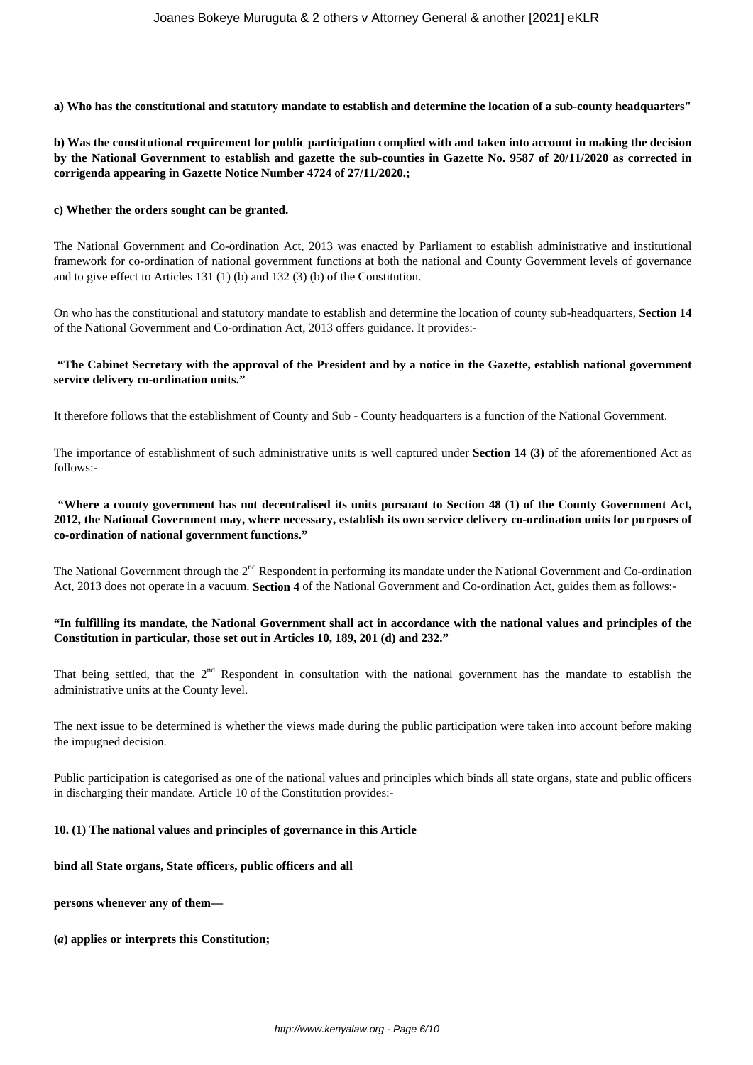**a) Who has the constitutional and statutory mandate to establish and determine the location of a sub-county headquarters"**

**b) Was the constitutional requirement for public participation complied with and taken into account in making the decision by the National Government to establish and gazette the sub-counties in Gazette No. 9587 of 20/11/2020 as corrected in corrigenda appearing in Gazette Notice Number 4724 of 27/11/2020.;**

**c) Whether the orders sought can be granted.**

The National Government and Co-ordination Act, 2013 was enacted by Parliament to establish administrative and institutional framework for co-ordination of national government functions at both the national and County Government levels of governance and to give effect to Articles 131 (1) (b) and 132 (3) (b) of the Constitution.

On who has the constitutional and statutory mandate to establish and determine the location of county sub-headquarters, **Section 14** of the National Government and Co-ordination Act, 2013 offers guidance. It provides:-

**"The Cabinet Secretary with the approval of the President and by a notice in the Gazette, establish national government service delivery co-ordination units."**

It therefore follows that the establishment of County and Sub - County headquarters is a function of the National Government.

The importance of establishment of such administrative units is well captured under **Section 14 (3)** of the aforementioned Act as follows:-

**"Where a county government has not decentralised its units pursuant to Section 48 (1) of the County Government Act, 2012, the National Government may, where necessary, establish its own service delivery co-ordination units for purposes of co-ordination of national government functions."**

The National Government through the 2nd Respondent in performing its mandate under the National Government and Co-ordination Act, 2013 does not operate in a vacuum. **Section 4** of the National Government and Co-ordination Act, guides them as follows:-

**"In fulfilling its mandate, the National Government shall act in accordance with the national values and principles of the Constitution in particular, those set out in Articles 10, 189, 201 (d) and 232."**

That being settled, that the 2nd Respondent in consultation with the national government has the mandate to establish the administrative units at the County level.

The next issue to be determined is whether the views made during the public participation were taken into account before making the impugned decision.

Public participation is categorised as one of the national values and principles which binds all state organs, state and public officers in discharging their mandate. Article 10 of the Constitution provides:-

**10. (1) The national values and principles of governance in this Article**

**bind all State organs, State officers, public officers and all**

**persons whenever any of them—**

**(*a*) applies or interprets this Constitution;**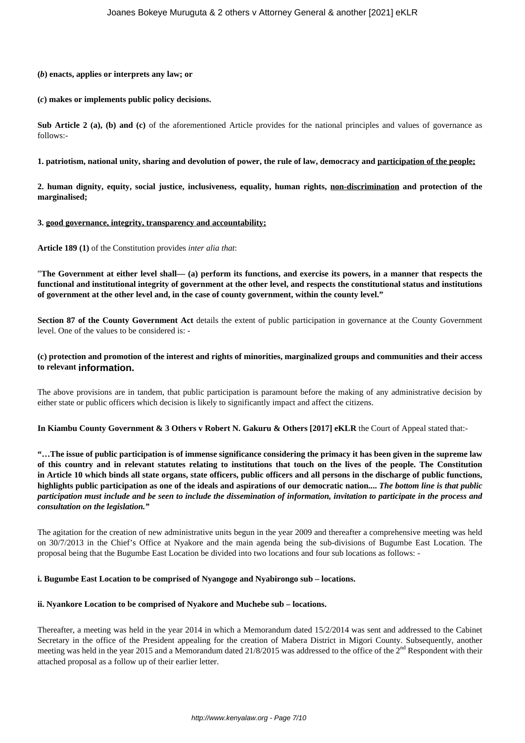**(*b*) enacts, applies or interprets any law; or**

**(*c*) makes or implements public policy decisions.**

**Sub Article 2 (a), (b) and (c)** of the aforementioned Article provides for the national principles and values of governance as follows:-

**1. patriotism, national unity, sharing and devolution of power, the rule of law, democracy and <u>participation of the people;</u>**

**2. human dignity, equity, social justice, inclusiveness, equality, human rights, <u>non-discrimination</u> and protection of the marginalised;**

**3. <u>good governance, integrity, transparency and accountability;</u>**

**Article 189 (1)** of the Constitution provides *inter alia that*:

"**The Government at either level shall— (a) perform its functions, and exercise its powers, in a manner that respects the functional and institutional integrity of government at the other level, and respects the constitutional status and institutions of government at the other level and, in the case of county government, within the county level.**"

**Section 87 of the County Government Act** details the extent of public participation in governance at the County Government level. One of the values to be considered is: -

**(c) protection and promotion of the interest and rights of minorities, marginalized groups and communities and their access to relevant information.**

The above provisions are in tandem, that public participation is paramount before the making of any administrative decision by either state or public officers which decision is likely to significantly impact and affect the citizens.

**In Kiambu County Government & 3 Others v Robert N. Gakuru & Others [2017] eKLR** the Court of Appeal stated that:-

**"…The issue of public participation is of immense significance considering the primacy it has been given in the supreme law of this country and in relevant statutes relating to institutions that touch on the lives of the people. The Constitution in Article 10 which binds all state organs, state officers, public officers and all persons in the discharge of public functions, highlights public participation as one of the ideals and aspirations of our democratic nation.... *The bottom line is that public participation must include and be seen to include the dissemination of information, invitation to participate in the process and consultation on the legislation."***

The agitation for the creation of new administrative units begun in the year 2009 and thereafter a comprehensive meeting was held on 30/7/2013 in the Chief's Office at Nyakore and the main agenda being the sub-divisions of Bugumbe East Location. The proposal being that the Bugumbe East Location be divided into two locations and four sub locations as follows: -

**i. Bugumbe East Location to be comprised of Nyangoge and Nyabirongo sub – locations.**

**ii. Nyankore Location to be comprised of Nyakore and Muchebe sub – locations.**

Thereafter, a meeting was held in the year 2014 in which a Memorandum dated 15/2/2014 was sent and addressed to the Cabinet Secretary in the office of the President appealing for the creation of Mabera District in Migori County. Subsequently, another meeting was held in the year 2015 and a Memorandum dated 21/8/2015 was addressed to the office of the 2nd Respondent with their attached proposal as a follow up of their earlier letter.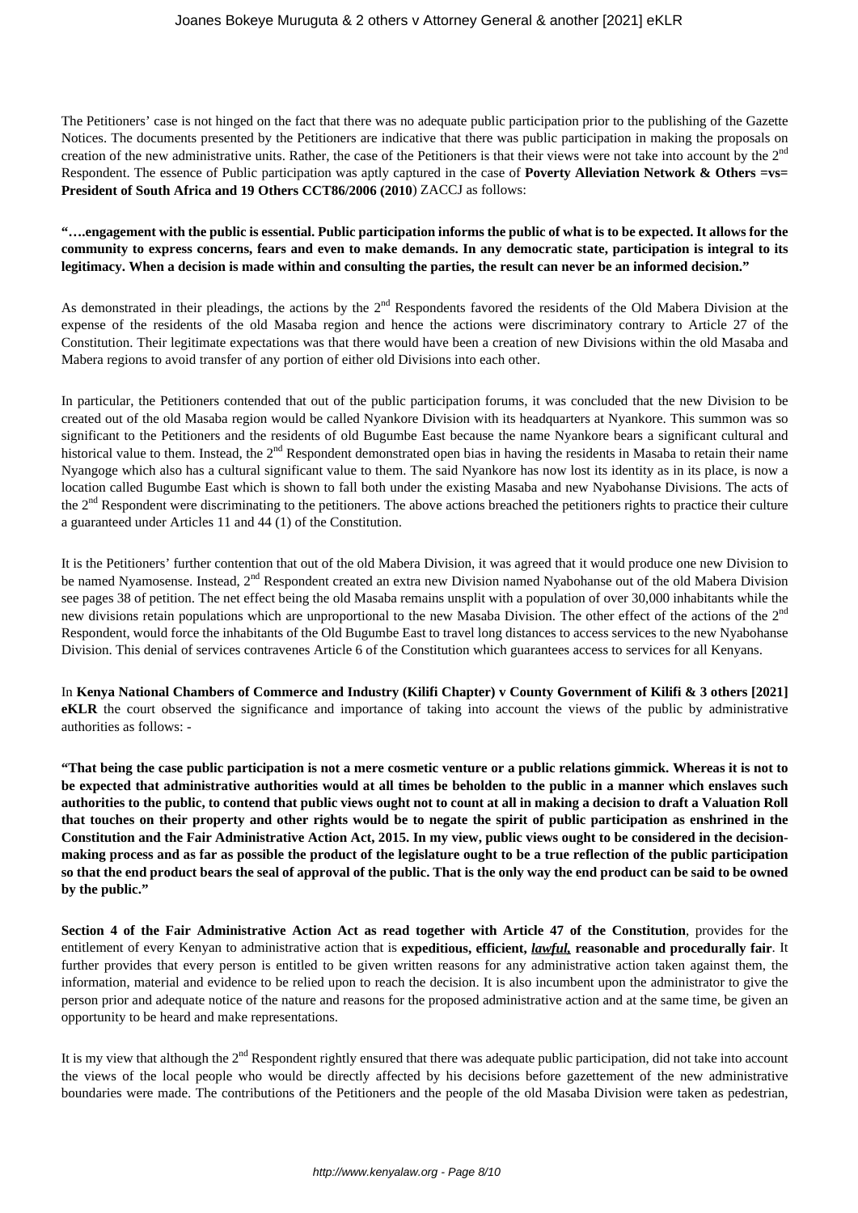The Petitioners' case is not hinged on the fact that there was no adequate public participation prior to the publishing of the Gazette Notices. The documents presented by the Petitioners are indicative that there was public participation in making the proposals on creation of the new administrative units. Rather, the case of the Petitioners is that their views were not take into account by the 2nd Respondent. The essence of Public participation was aptly captured in the case of **Poverty Alleviation Network & Others =vs= President of South Africa and 19 Others CCT86/2006 (2010**) ZACCJ as follows:

**"….engagement with the public is essential. Public participation informs the public of what is to be expected. It allows for the community to express concerns, fears and even to make demands. In any democratic state, participation is integral to its legitimacy. When a decision is made within and consulting the parties, the result can never be an informed decision."**

As demonstrated in their pleadings, the actions by the 2nd Respondents favored the residents of the Old Mabera Division at the expense of the residents of the old Masaba region and hence the actions were discriminatory contrary to Article 27 of the Constitution. Their legitimate expectations was that there would have been a creation of new Divisions within the old Masaba and Mabera regions to avoid transfer of any portion of either old Divisions into each other.

In particular, the Petitioners contended that out of the public participation forums, it was concluded that the new Division to be created out of the old Masaba region would be called Nyankore Division with its headquarters at Nyankore. This summon was so significant to the Petitioners and the residents of old Bugumbe East because the name Nyankore bears a significant cultural and historical value to them. Instead, the 2nd Respondent demonstrated open bias in having the residents in Masaba to retain their name Nyangoge which also has a cultural significant value to them. The said Nyankore has now lost its identity as in its place, is now a location called Bugumbe East which is shown to fall both under the existing Masaba and new Nyabohanse Divisions. The acts of the 2nd Respondent were discriminating to the petitioners. The above actions breached the petitioners rights to practice their culture a guaranteed under Articles 11 and 44 (1) of the Constitution.

It is the Petitioners' further contention that out of the old Mabera Division, it was agreed that it would produce one new Division to be named Nyamosense. Instead, 2nd Respondent created an extra new Division named Nyabohanse out of the old Mabera Division see pages 38 of petition. The net effect being the old Masaba remains unsplit with a population of over 30,000 inhabitants while the new divisions retain populations which are unproportional to the new Masaba Division. The other effect of the actions of the 2nd Respondent, would force the inhabitants of the Old Bugumbe East to travel long distances to access services to the new Nyabohanse Division. This denial of services contravenes Article 6 of the Constitution which guarantees access to services for all Kenyans.

In **Kenya National Chambers of Commerce and Industry (Kilifi Chapter) v County Government of Kilifi & 3 others [2021] eKLR** the court observed the significance and importance of taking into account the views of the public by administrative authorities as follows: -

**"That being the case public participation is not a mere cosmetic venture or a public relations gimmick. Whereas it is not to be expected that administrative authorities would at all times be beholden to the public in a manner which enslaves such authorities to the public, to contend that public views ought not to count at all in making a decision to draft a Valuation Roll that touches on their property and other rights would be to negate the spirit of public participation as enshrined in the Constitution and the Fair Administrative Action Act, 2015. In my view, public views ought to be considered in the decision-making process and as far as possible the product of the legislature ought to be a true reflection of the public participation so that the end product bears the seal of approval of the public. That is the only way the end product can be said to be owned by the public."**

**Section 4 of the Fair Administrative Action Act as read together with Article 47 of the Constitution**, provides for the entitlement of every Kenyan to administrative action that is **expeditious, efficient, *lawful,* reasonable and procedurally fair**. It further provides that every person is entitled to be given written reasons for any administrative action taken against them, the information, material and evidence to be relied upon to reach the decision. It is also incumbent upon the administrator to give the person prior and adequate notice of the nature and reasons for the proposed administrative action and at the same time, be given an opportunity to be heard and make representations.

It is my view that although the 2nd Respondent rightly ensured that there was adequate public participation, did not take into account the views of the local people who would be directly affected by his decisions before gazettement of the new administrative boundaries were made. The contributions of the Petitioners and the people of the old Masaba Division were taken as pedestrian,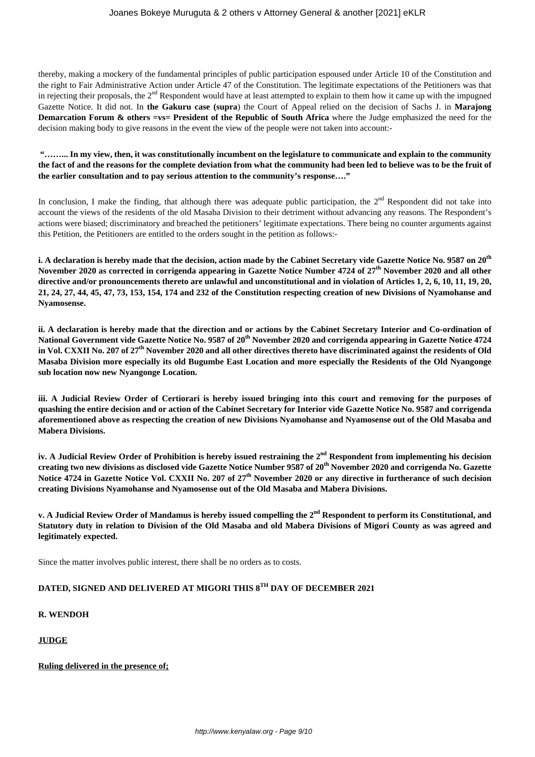thereby, making a mockery of the fundamental principles of public participation espoused under Article 10 of the Constitution and the right to Fair Administrative Action under Article 47 of the Constitution. The legitimate expectations of the Petitioners was that in rejecting their proposals, the 2nd Respondent would have at least attempted to explain to them how it came up with the impugned Gazette Notice. It did not. In **the Gakuru case (supra**) the Court of Appeal relied on the decision of Sachs J. in **Marajong Demarcation Forum & others =vs= President of the Republic of South Africa** where the Judge emphasized the need for the decision making body to give reasons in the event the view of the people were not taken into account:-

**"……... In my view, then, it was constitutionally incumbent on the legislature to communicate and explain to the community the fact of and the reasons for the complete deviation from what the community had been led to believe was to be the fruit of the earlier consultation and to pay serious attention to the community's response…."**

In conclusion, I make the finding, that although there was adequate public participation, the 2nd Respondent did not take into account the views of the residents of the old Masaba Division to their detriment without advancing any reasons. The Respondent's actions were biased; discriminatory and breached the petitioners' legitimate expectations. There being no counter arguments against this Petition, the Petitioners are entitled to the orders sought in the petition as follows:-

**i. A declaration is hereby made that the decision, action made by the Cabinet Secretary vide Gazette Notice No. 9587 on 20th November 2020 as corrected in corrigenda appearing in Gazette Notice Number 4724 of 27th November 2020 and all other directive and/or pronouncements thereto are unlawful and unconstitutional and in violation of Articles 1, 2, 6, 10, 11, 19, 20, 21, 24, 27, 44, 45, 47, 73, 153, 154, 174 and 232 of the Constitution respecting creation of new Divisions of Nyamohanse and Nyamosense.**

**ii. A declaration is hereby made that the direction and or actions by the Cabinet Secretary Interior and Co-ordination of National Government vide Gazette Notice No. 9587 of 20th November 2020 and corrigenda appearing in Gazette Notice 4724 in Vol. CXXII No. 207 of 27th November 2020 and all other directives thereto have discriminated against the residents of Old Masaba Division more especially its old Bugumbe East Location and more especially the Residents of the Old Nyangonge sub location now new Nyangonge Location.**

**iii. A Judicial Review Order of Certiorari is hereby issued bringing into this court and removing for the purposes of quashing the entire decision and or action of the Cabinet Secretary for Interior vide Gazette Notice No. 9587 and corrigenda aforementioned above as respecting the creation of new Divisions Nyamohanse and Nyamosense out of the Old Masaba and Mabera Divisions.**

**iv. A Judicial Review Order of Prohibition is hereby issued restraining the 2nd Respondent from implementing his decision creating two new divisions as disclosed vide Gazette Notice Number 9587 of 20th November 2020 and corrigenda No. Gazette Notice 4724 in Gazette Notice Vol. CXXII No. 207 of 27th November 2020 or any directive in furtherance of such decision creating Divisions Nyamohanse and Nyamosense out of the Old Masaba and Mabera Divisions.**

**v. A Judicial Review Order of Mandamus is hereby issued compelling the 2nd Respondent to perform its Constitutional, and Statutory duty in relation to Division of the Old Masaba and old Mabera Divisions of Migori County as was agreed and legitimately expected.**

Since the matter involves public interest, there shall be no orders as to costs.

**DATED, SIGNED AND DELIVERED AT MIGORI THIS 8TH DAY OF DECEMBER 2021**

**R. WENDOH**

**JUDGE**

**Ruling delivered in the presence of;**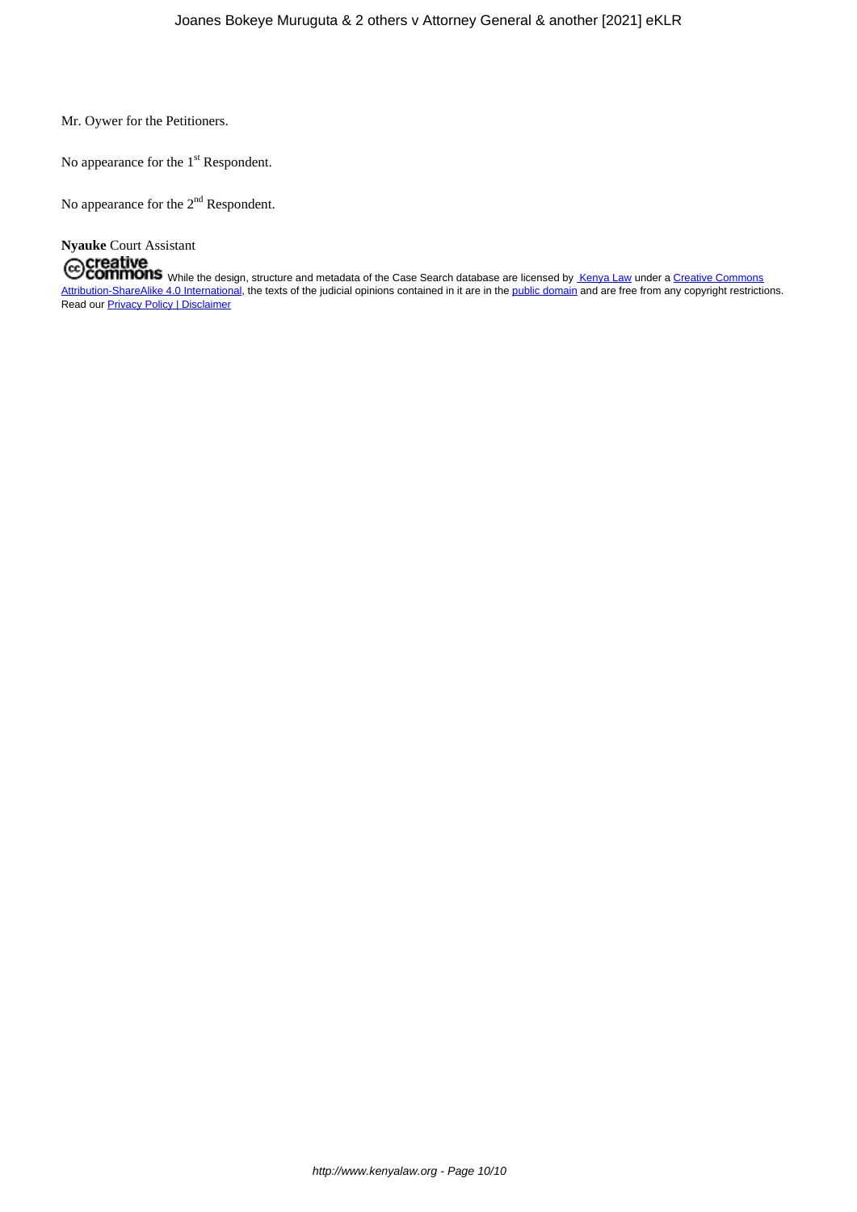Mr. Oywer for the Petitioners.

No appearance for the 1st Respondent.

No appearance for the 2nd Respondent.

**Nyauke** Court Assistant

creative commons While the design, structure and metadata of the Case Search database are licensed by Kenya Law under a Creative Commons Attribution-ShareAlike 4.0 International, the texts of the judicial opinions contained in it are in the public domain and are free from any copyright restrictions. Read our Privacy Policy | Disclaimer